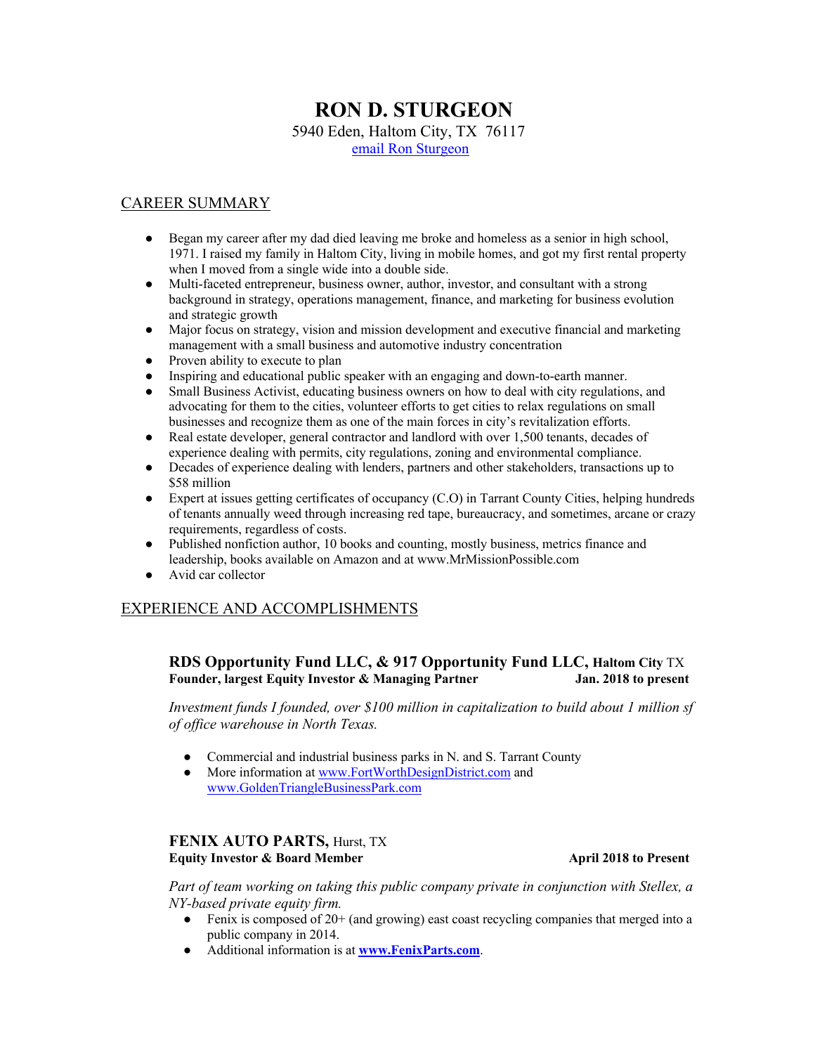# RON D. STURGEON

5940 Eden, Haltom City, TX 76117

email Ron Sturgeon

## CAREER SUMMARY

- Began my career after my dad died leaving me broke and homeless as a senior in high school, 1971. I raised my family in Haltom City, living in mobile homes, and got my first rental property when I moved from a single wide into a double side.
- Multi-faceted entrepreneur, business owner, author, investor, and consultant with a strong background in strategy, operations management, finance, and marketing for business evolution and strategic growth
- Major focus on strategy, vision and mission development and executive financial and marketing management with a small business and automotive industry concentration
- Proven ability to execute to plan
- Inspiring and educational public speaker with an engaging and down-to-earth manner.
- Small Business Activist, educating business owners on how to deal with city regulations, and advocating for them to the cities, volunteer efforts to get cities to relax regulations on small businesses and recognize them as one of the main forces in city's revitalization efforts.
- Real estate developer, general contractor and landlord with over 1,500 tenants, decades of experience dealing with permits, city regulations, zoning and environmental compliance.
- Decades of experience dealing with lenders, partners and other stakeholders, transactions up to $58 million
- Expert at issues getting certificates of occupancy (C.O) in Tarrant County Cities, helping hundreds of tenants annually weed through increasing red tape, bureaucracy, and sometimes, arcane or crazy requirements, regardless of costs.
- Published nonfiction author, 10 books and counting, mostly business, metrics finance and leadership, books available on Amazon and at www.MrMissionPossible.com
- Avid car collector

## EXPERIENCE AND ACCOMPLISHMENTS

### RDS Opportunity Fund LLC, & 917 Opportunity Fund LLC, Haltom City TX

**Founder, largest Equity Investor & Managing Partner** — **Jan. 2018 to present**

*Investment funds I founded, over $100 million in capitalization to build about 1 million sf of office warehouse in North Texas.*

- Commercial and industrial business parks in N. and S. Tarrant County
- More information at www.FortWorthDesignDistrict.com and www.GoldenTriangleBusinessPark.com

### FENIX AUTO PARTS, Hurst, TX

**Equity Investor & Board Member** — **April 2018 to Present**

*Part of team working on taking this public company private in conjunction with Stellex, a NY-based private equity firm.*

- Fenix is composed of 20+ (and growing) east coast recycling companies that merged into a public company in 2014.
- Additional information is at **www.FenixParts.com**.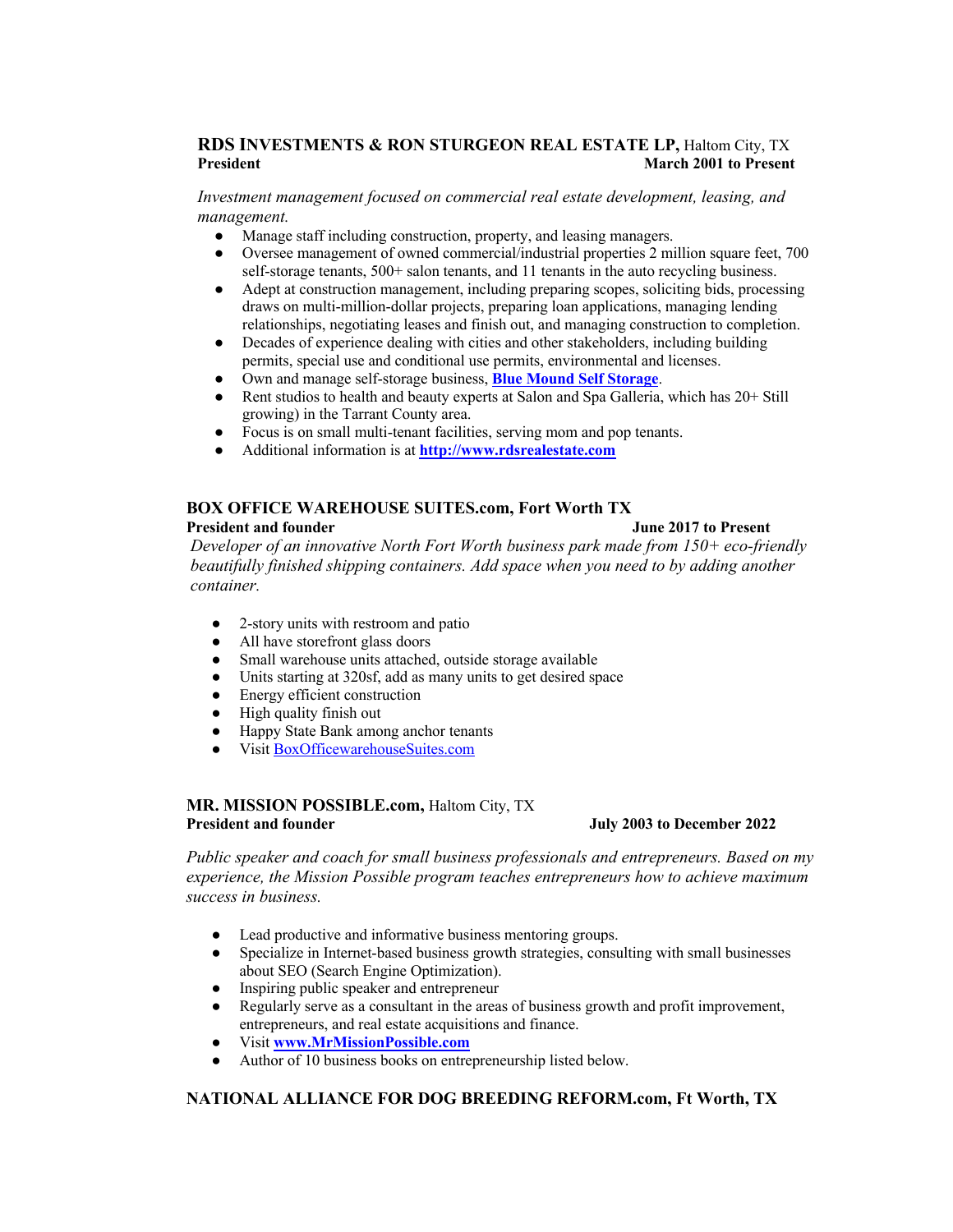**RDS INVESTMENTS & RON STURGEON REAL ESTATE LP,** Haltom City, TX
**President** **March 2001 to Present**

*Investment management focused on commercial real estate development, leasing, and management.*

- Manage staff including construction, property, and leasing managers.
- Oversee management of owned commercial/industrial properties 2 million square feet, 700 self-storage tenants, 500+ salon tenants, and 11 tenants in the auto recycling business.
- Adept at construction management, including preparing scopes, soliciting bids, processing draws on multi-million-dollar projects, preparing loan applications, managing lending relationships, negotiating leases and finish out, and managing construction to completion.
- Decades of experience dealing with cities and other stakeholders, including building permits, special use and conditional use permits, environmental and licenses.
- Own and manage self-storage business, **Blue Mound Self Storage**.
- Rent studios to health and beauty experts at Salon and Spa Galleria, which has 20+ Still growing) in the Tarrant County area.
- Focus is on small multi-tenant facilities, serving mom and pop tenants.
- Additional information is at **http://www.rdsrealestate.com**

**BOX OFFICE WAREHOUSE SUITES.com, Fort Worth TX**
**President and founder** **June 2017 to Present**

*Developer of an innovative North Fort Worth business park made from 150+ eco-friendly beautifully finished shipping containers. Add space when you need to by adding another container.*

- 2-story units with restroom and patio
- All have storefront glass doors
- Small warehouse units attached, outside storage available
- Units starting at 320sf, add as many units to get desired space
- Energy efficient construction
- High quality finish out
- Happy State Bank among anchor tenants
- Visit BoxOfficewarehouseSuites.com

**MR. MISSION POSSIBLE.com,** Haltom City, TX
**President and founder** **July 2003 to December 2022**

*Public speaker and coach for small business professionals and entrepreneurs. Based on my experience, the Mission Possible program teaches entrepreneurs how to achieve maximum success in business.*

- Lead productive and informative business mentoring groups.
- Specialize in Internet-based business growth strategies, consulting with small businesses about SEO (Search Engine Optimization).
- Inspiring public speaker and entrepreneur
- Regularly serve as a consultant in the areas of business growth and profit improvement, entrepreneurs, and real estate acquisitions and finance.
- Visit **www.MrMissionPossible.com**
- Author of 10 business books on entrepreneurship listed below.

**NATIONAL ALLIANCE FOR DOG BREEDING REFORM.com, Ft Worth, TX**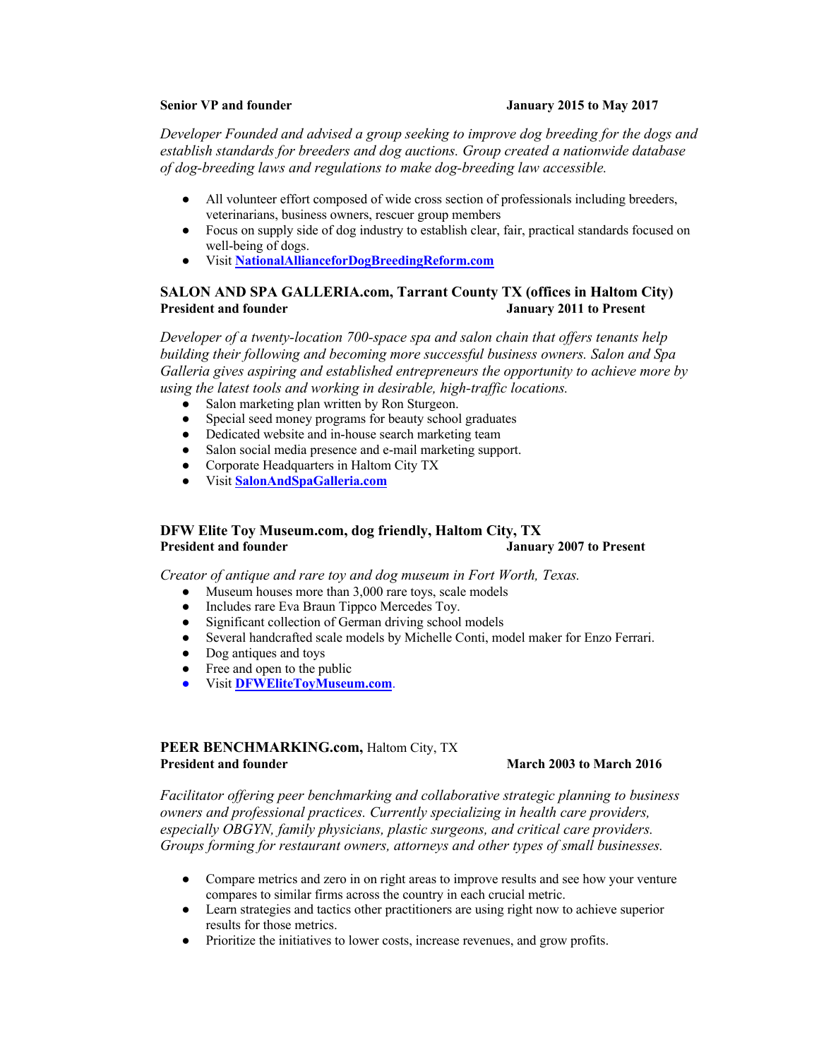**Senior VP and founder** **January 2015 to May 2017**

*Developer Founded and advised a group seeking to improve dog breeding for the dogs and establish standards for breeders and dog auctions. Group created a nationwide database of dog-breeding laws and regulations to make dog-breeding law accessible.*

- All volunteer effort composed of wide cross section of professionals including breeders, veterinarians, business owners, rescuer group members
- Focus on supply side of dog industry to establish clear, fair, practical standards focused on well-being of dogs.
- Visit **NationalAllianceforDogBreedingReform.com**

**SALON AND SPA GALLERIA.com, Tarrant County TX (offices in Haltom City)**
**President and founder** **January 2011 to Present**

*Developer of a twenty-location 700-space spa and salon chain that offers tenants help building their following and becoming more successful business owners. Salon and Spa Galleria gives aspiring and established entrepreneurs the opportunity to achieve more by using the latest tools and working in desirable, high-traffic locations.*

- Salon marketing plan written by Ron Sturgeon.
- Special seed money programs for beauty school graduates
- Dedicated website and in-house search marketing team
- Salon social media presence and e-mail marketing support.
- Corporate Headquarters in Haltom City TX
- Visit **SalonAndSpaGalleria.com**

**DFW Elite Toy Museum.com, dog friendly, Haltom City, TX**
**President and founder** **January 2007 to Present**

*Creator of antique and rare toy and dog museum in Fort Worth, Texas.*

- Museum houses more than 3,000 rare toys, scale models
- Includes rare Eva Braun Tippco Mercedes Toy.
- Significant collection of German driving school models
- Several handcrafted scale models by Michelle Conti, model maker for Enzo Ferrari.
- Dog antiques and toys
- Free and open to the public
- Visit **DFWEliteToyMuseum.com**.

**PEER BENCHMARKING.com,** Haltom City, TX
**President and founder** **March 2003 to March 2016**

*Facilitator offering peer benchmarking and collaborative strategic planning to business owners and professional practices. Currently specializing in health care providers, especially OBGYN, family physicians, plastic surgeons, and critical care providers. Groups forming for restaurant owners, attorneys and other types of small businesses.*

- Compare metrics and zero in on right areas to improve results and see how your venture compares to similar firms across the country in each crucial metric.
- Learn strategies and tactics other practitioners are using right now to achieve superior results for those metrics.
- Prioritize the initiatives to lower costs, increase revenues, and grow profits.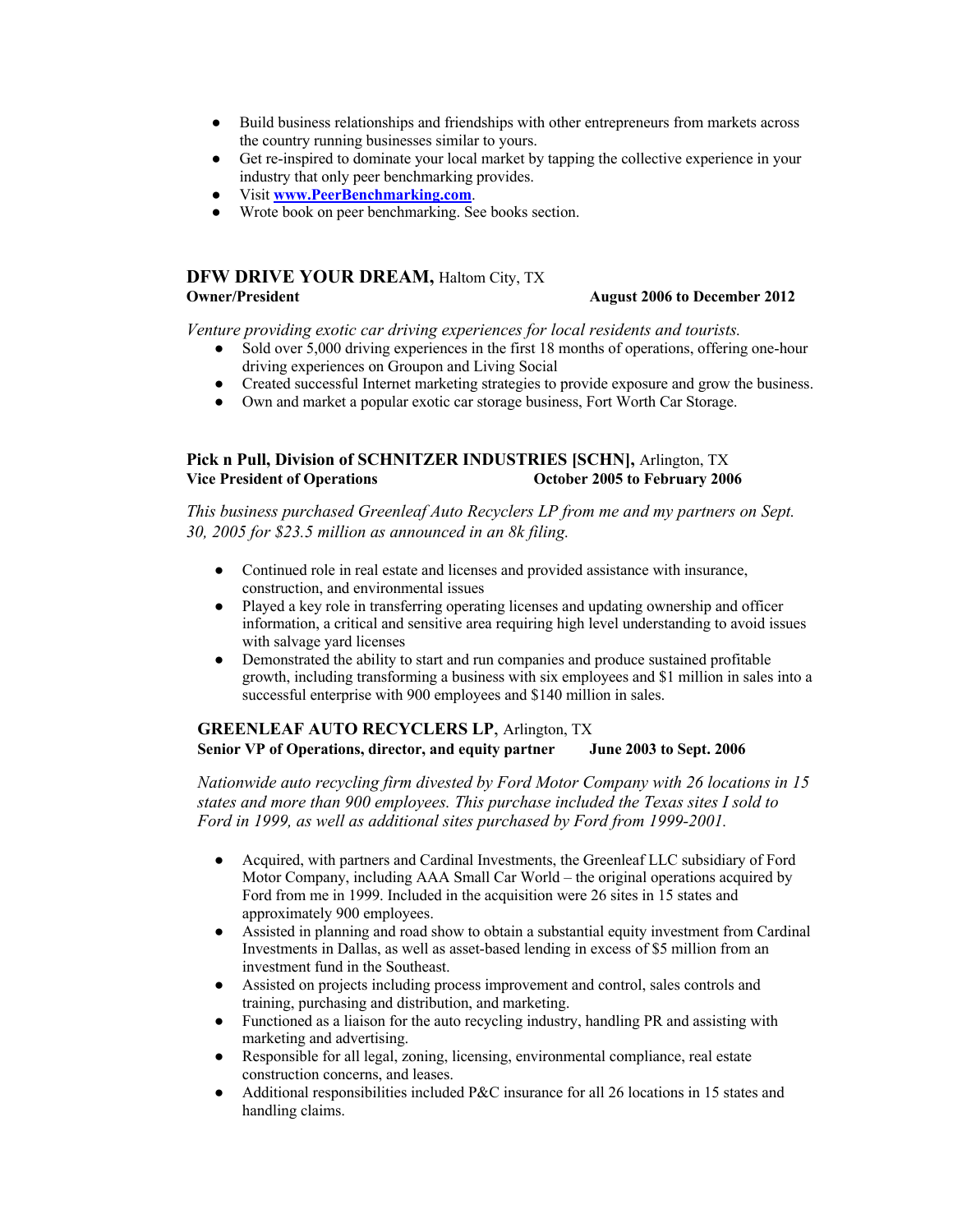- Build business relationships and friendships with other entrepreneurs from markets across the country running businesses similar to yours.
- Get re-inspired to dominate your local market by tapping the collective experience in your industry that only peer benchmarking provides.
- Visit **www.PeerBenchmarking.com**.
- Wrote book on peer benchmarking. See books section.

### **DFW DRIVE YOUR DREAM,** Haltom City, TX

**Owner/President** **August 2006 to December 2012**

*Venture providing exotic car driving experiences for local residents and tourists.*

- Sold over 5,000 driving experiences in the first 18 months of operations, offering one-hour driving experiences on Groupon and Living Social
- Created successful Internet marketing strategies to provide exposure and grow the business.
- Own and market a popular exotic car storage business, Fort Worth Car Storage.

### **Pick n Pull, Division of SCHNITZER INDUSTRIES [SCHN],** Arlington, TX

**Vice President of Operations** **October 2005 to February 2006**

*This business purchased Greenleaf Auto Recyclers LP from me and my partners on Sept. 30, 2005 for $23.5 million as announced in an 8k filing.*

- Continued role in real estate and licenses and provided assistance with insurance, construction, and environmental issues
- Played a key role in transferring operating licenses and updating ownership and officer information, a critical and sensitive area requiring high level understanding to avoid issues with salvage yard licenses
- Demonstrated the ability to start and run companies and produce sustained profitable growth, including transforming a business with six employees and $1 million in sales into a successful enterprise with 900 employees and $140 million in sales.

### **GREENLEAF AUTO RECYCLERS LP,** Arlington, TX

**Senior VP of Operations, director, and equity partner** **June 2003 to Sept. 2006**

*Nationwide auto recycling firm divested by Ford Motor Company with 26 locations in 15 states and more than 900 employees. This purchase included the Texas sites I sold to Ford in 1999, as well as additional sites purchased by Ford from 1999-2001.*

- Acquired, with partners and Cardinal Investments, the Greenleaf LLC subsidiary of Ford Motor Company, including AAA Small Car World – the original operations acquired by Ford from me in 1999. Included in the acquisition were 26 sites in 15 states and approximately 900 employees.
- Assisted in planning and road show to obtain a substantial equity investment from Cardinal Investments in Dallas, as well as asset-based lending in excess of $5 million from an investment fund in the Southeast.
- Assisted on projects including process improvement and control, sales controls and training, purchasing and distribution, and marketing.
- Functioned as a liaison for the auto recycling industry, handling PR and assisting with marketing and advertising.
- Responsible for all legal, zoning, licensing, environmental compliance, real estate construction concerns, and leases.
- Additional responsibilities included P&C insurance for all 26 locations in 15 states and handling claims.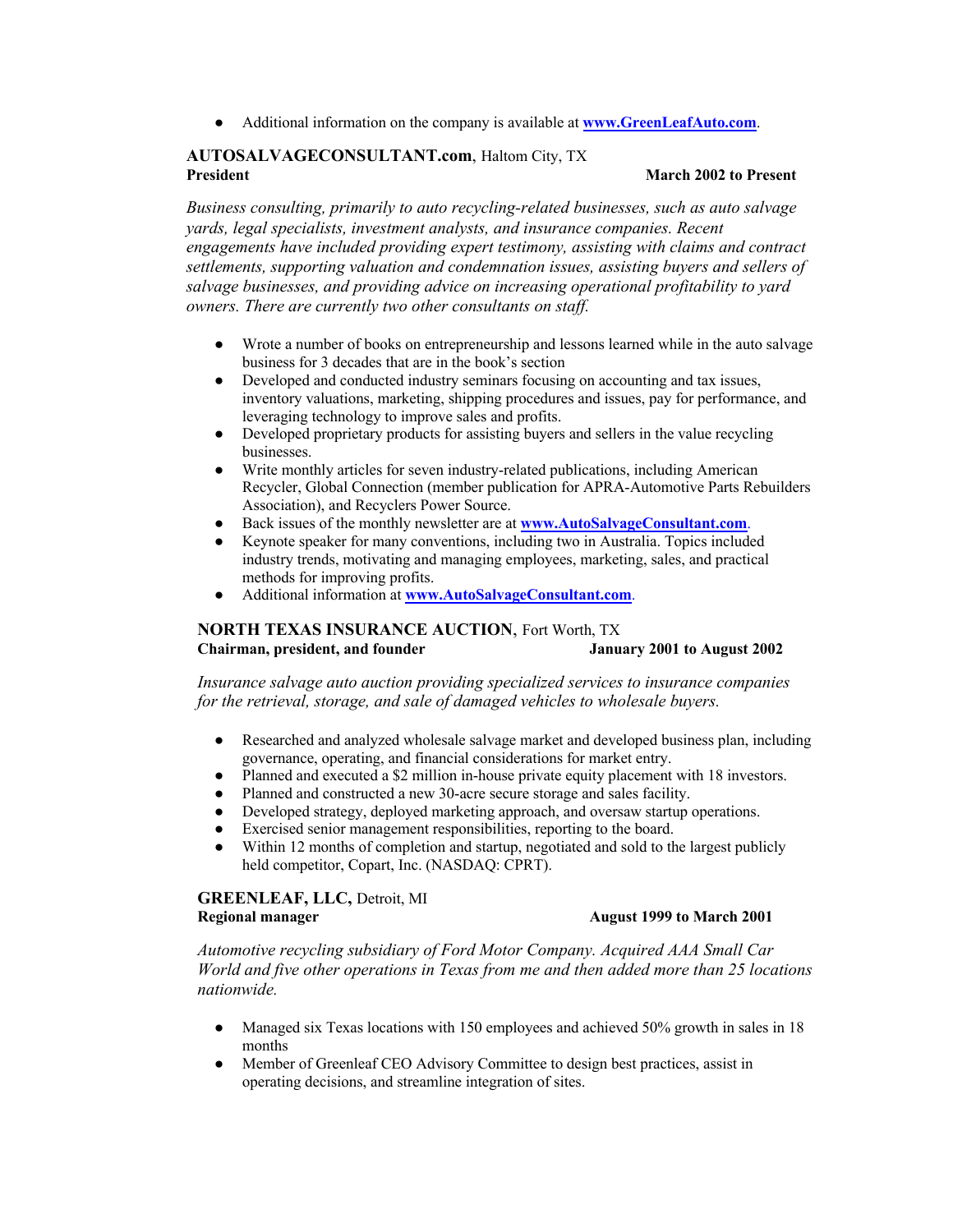- Additional information on the company is available at **www.GreenLeafAuto.com**.

**AUTOSALVAGECONSULTANT.com**, Haltom City, TX
**President** **March 2002 to Present**

*Business consulting, primarily to auto recycling-related businesses, such as auto salvage yards, legal specialists, investment analysts, and insurance companies. Recent engagements have included providing expert testimony, assisting with claims and contract settlements, supporting valuation and condemnation issues, assisting buyers and sellers of salvage businesses, and providing advice on increasing operational profitability to yard owners. There are currently two other consultants on staff.*

- Wrote a number of books on entrepreneurship and lessons learned while in the auto salvage business for 3 decades that are in the book's section
- Developed and conducted industry seminars focusing on accounting and tax issues, inventory valuations, marketing, shipping procedures and issues, pay for performance, and leveraging technology to improve sales and profits.
- Developed proprietary products for assisting buyers and sellers in the value recycling businesses.
- Write monthly articles for seven industry-related publications, including American Recycler, Global Connection (member publication for APRA-Automotive Parts Rebuilders Association), and Recyclers Power Source.
- Back issues of the monthly newsletter are at **www.AutoSalvageConsultant.com**.
- Keynote speaker for many conventions, including two in Australia. Topics included industry trends, motivating and managing employees, marketing, sales, and practical methods for improving profits.
- Additional information at **www.AutoSalvageConsultant.com**.

**NORTH TEXAS INSURANCE AUCTION**, Fort Worth, TX
**Chairman, president, and founder** **January 2001 to August 2002**

*Insurance salvage auto auction providing specialized services to insurance companies for the retrieval, storage, and sale of damaged vehicles to wholesale buyers.*

- Researched and analyzed wholesale salvage market and developed business plan, including governance, operating, and financial considerations for market entry.
- Planned and executed a $2 million in-house private equity placement with 18 investors.
- Planned and constructed a new 30-acre secure storage and sales facility.
- Developed strategy, deployed marketing approach, and oversaw startup operations.
- Exercised senior management responsibilities, reporting to the board.
- Within 12 months of completion and startup, negotiated and sold to the largest publicly held competitor, Copart, Inc. (NASDAQ: CPRT).

**GREENLEAF, LLC,** Detroit, MI
**Regional manager** **August 1999 to March 2001**

*Automotive recycling subsidiary of Ford Motor Company. Acquired AAA Small Car World and five other operations in Texas from me and then added more than 25 locations nationwide.*

- Managed six Texas locations with 150 employees and achieved 50% growth in sales in 18 months
- Member of Greenleaf CEO Advisory Committee to design best practices, assist in operating decisions, and streamline integration of sites.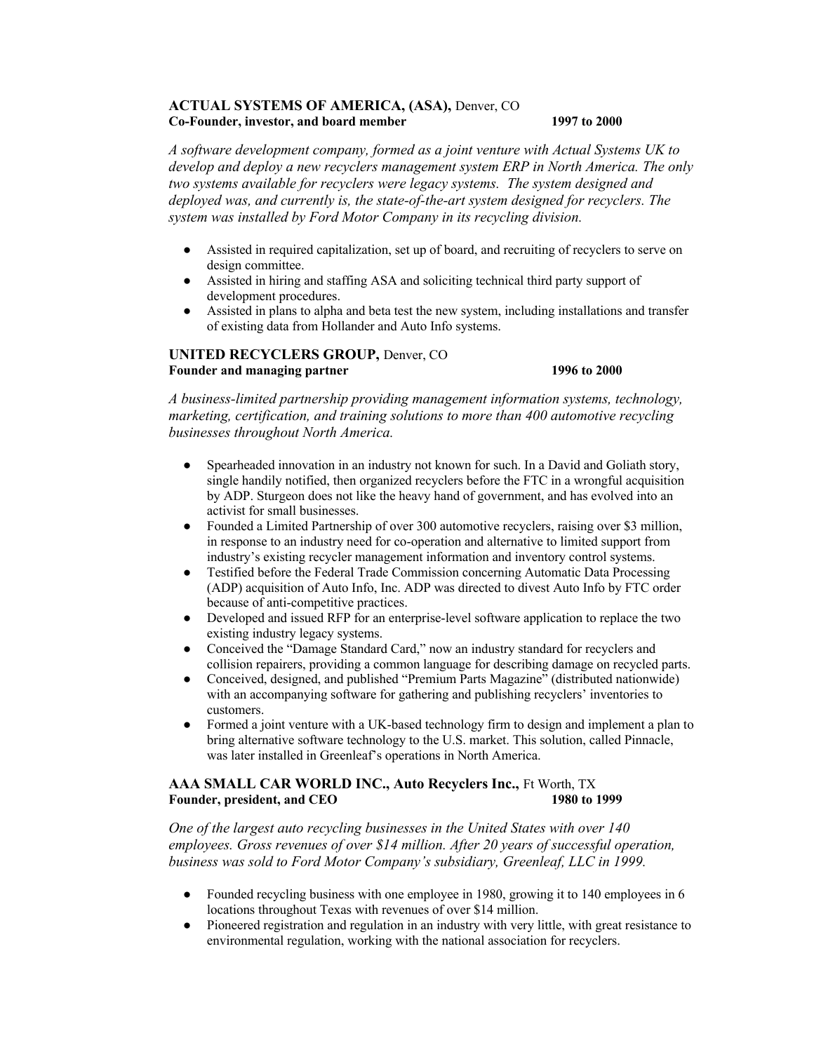**ACTUAL SYSTEMS OF AMERICA, (ASA),** Denver, CO
**Co-Founder, investor, and board member** **1997 to 2000**

*A software development company, formed as a joint venture with Actual Systems UK to develop and deploy a new recyclers management system ERP in North America. The only two systems available for recyclers were legacy systems. The system designed and deployed was, and currently is, the state-of-the-art system designed for recyclers. The system was installed by Ford Motor Company in its recycling division.*

- Assisted in required capitalization, set up of board, and recruiting of recyclers to serve on design committee.
- Assisted in hiring and staffing ASA and soliciting technical third party support of development procedures.
- Assisted in plans to alpha and beta test the new system, including installations and transfer of existing data from Hollander and Auto Info systems.

**UNITED RECYCLERS GROUP,** Denver, CO
**Founder and managing partner** **1996 to 2000**

*A business-limited partnership providing management information systems, technology, marketing, certification, and training solutions to more than 400 automotive recycling businesses throughout North America.*

- Spearheaded innovation in an industry not known for such. In a David and Goliath story, single handily notified, then organized recyclers before the FTC in a wrongful acquisition by ADP. Sturgeon does not like the heavy hand of government, and has evolved into an activist for small businesses.
- Founded a Limited Partnership of over 300 automotive recyclers, raising over $3 million, in response to an industry need for co-operation and alternative to limited support from industry's existing recycler management information and inventory control systems.
- Testified before the Federal Trade Commission concerning Automatic Data Processing (ADP) acquisition of Auto Info, Inc. ADP was directed to divest Auto Info by FTC order because of anti-competitive practices.
- Developed and issued RFP for an enterprise-level software application to replace the two existing industry legacy systems.
- Conceived the "Damage Standard Card," now an industry standard for recyclers and collision repairers, providing a common language for describing damage on recycled parts.
- Conceived, designed, and published "Premium Parts Magazine" (distributed nationwide) with an accompanying software for gathering and publishing recyclers' inventories to customers.
- Formed a joint venture with a UK-based technology firm to design and implement a plan to bring alternative software technology to the U.S. market. This solution, called Pinnacle, was later installed in Greenleaf's operations in North America.

**AAA SMALL CAR WORLD INC., Auto Recyclers Inc.,** Ft Worth, TX
**Founder, president, and CEO** **1980 to 1999**

*One of the largest auto recycling businesses in the United States with over 140 employees. Gross revenues of over $14 million. After 20 years of successful operation, business was sold to Ford Motor Company's subsidiary, Greenleaf, LLC in 1999.*

- Founded recycling business with one employee in 1980, growing it to 140 employees in 6 locations throughout Texas with revenues of over $14 million.
- Pioneered registration and regulation in an industry with very little, with great resistance to environmental regulation, working with the national association for recyclers.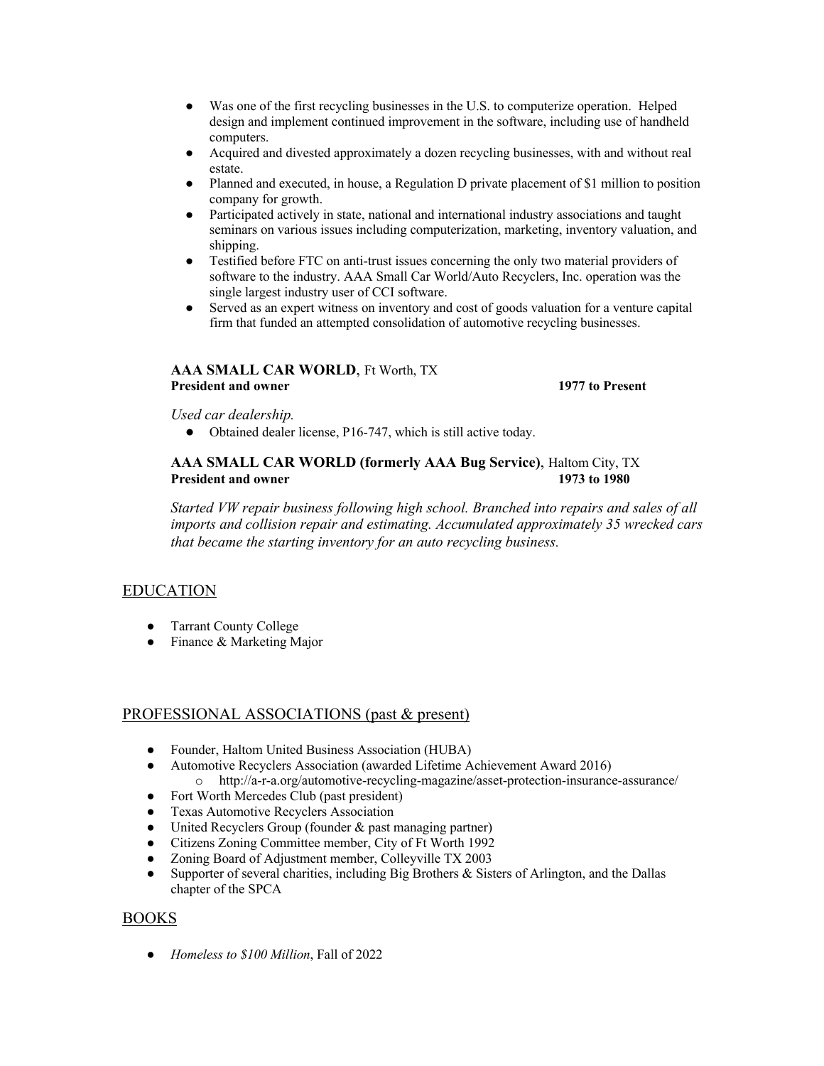- Was one of the first recycling businesses in the U.S. to computerize operation. Helped design and implement continued improvement in the software, including use of handheld computers.
- Acquired and divested approximately a dozen recycling businesses, with and without real estate.
- Planned and executed, in house, a Regulation D private placement of $1 million to position company for growth.
- Participated actively in state, national and international industry associations and taught seminars on various issues including computerization, marketing, inventory valuation, and shipping.
- Testified before FTC on anti-trust issues concerning the only two material providers of software to the industry. AAA Small Car World/Auto Recyclers, Inc. operation was the single largest industry user of CCI software.
- Served as an expert witness on inventory and cost of goods valuation for a venture capital firm that funded an attempted consolidation of automotive recycling businesses.

**AAA SMALL CAR WORLD**, Ft Worth, TX
**President and owner** **1977 to Present**

*Used car dealership.*

- Obtained dealer license, P16-747, which is still active today.

**AAA SMALL CAR WORLD (formerly AAA Bug Service)**, Haltom City, TX
**President and owner** **1973 to 1980**

*Started VW repair business following high school. Branched into repairs and sales of all imports and collision repair and estimating. Accumulated approximately 35 wrecked cars that became the starting inventory for an auto recycling business.*

## EDUCATION

- Tarrant County College
- Finance & Marketing Major

## PROFESSIONAL ASSOCIATIONS (past & present)

- Founder, Haltom United Business Association (HUBA)
- Automotive Recyclers Association (awarded Lifetime Achievement Award 2016)
  - http://a-r-a.org/automotive-recycling-magazine/asset-protection-insurance-assurance/
- Fort Worth Mercedes Club (past president)
- Texas Automotive Recyclers Association
- United Recyclers Group (founder & past managing partner)
- Citizens Zoning Committee member, City of Ft Worth 1992
- Zoning Board of Adjustment member, Colleyville TX 2003
- Supporter of several charities, including Big Brothers & Sisters of Arlington, and the Dallas chapter of the SPCA

## BOOKS

- *Homeless to $100 Million*, Fall of 2022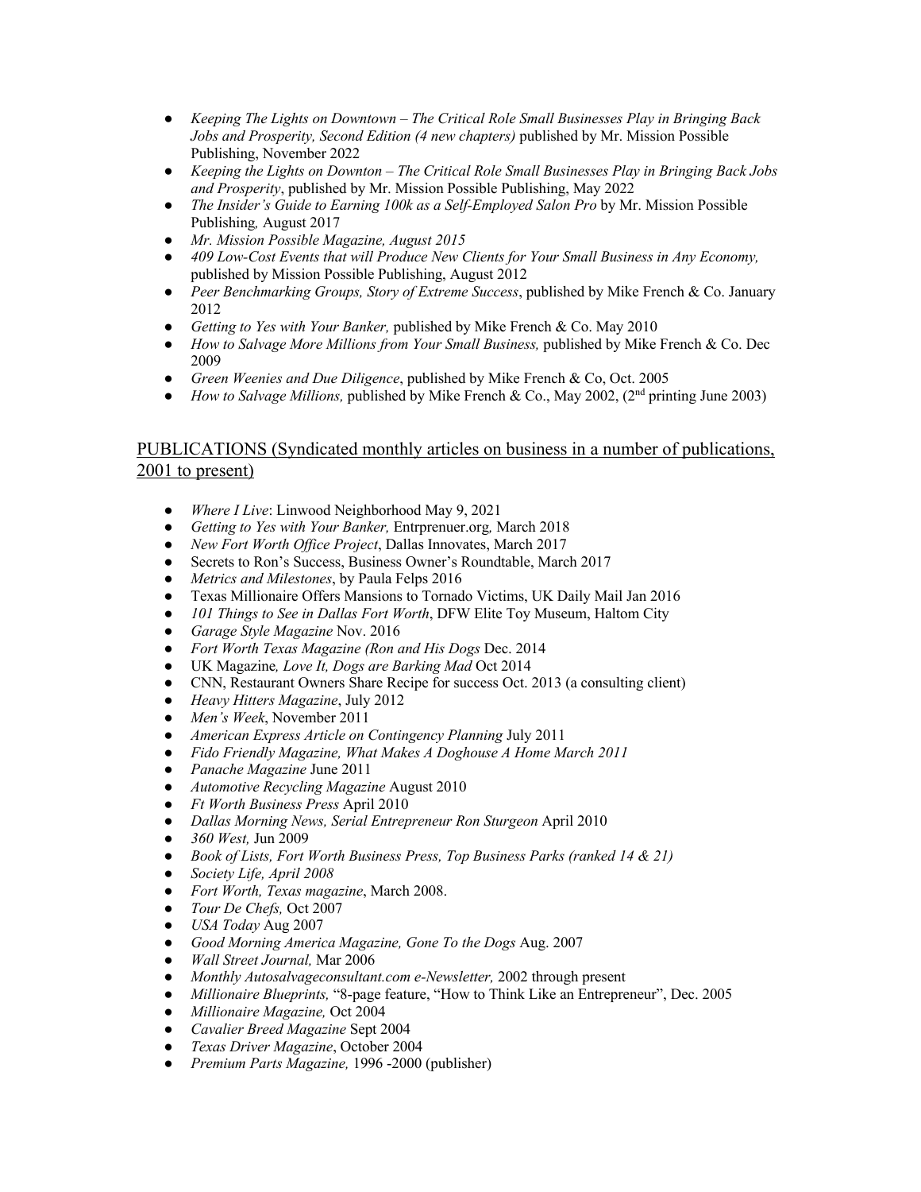- *Keeping The Lights on Downtown – The Critical Role Small Businesses Play in Bringing Back Jobs and Prosperity, Second Edition (4 new chapters)* published by Mr. Mission Possible Publishing, November 2022
- *Keeping the Lights on Downton – The Critical Role Small Businesses Play in Bringing Back Jobs and Prosperity*, published by Mr. Mission Possible Publishing, May 2022
- *The Insider's Guide to Earning 100k as a Self-Employed Salon Pro* by Mr. Mission Possible Publishing*,* August 2017
- *Mr. Mission Possible Magazine, August 2015*
- *409 Low-Cost Events that will Produce New Clients for Your Small Business in Any Economy,* published by Mission Possible Publishing, August 2012
- *Peer Benchmarking Groups, Story of Extreme Success*, published by Mike French & Co. January 2012
- *Getting to Yes with Your Banker,* published by Mike French & Co. May 2010
- *How to Salvage More Millions from Your Small Business,* published by Mike French & Co. Dec 2009
- *Green Weenies and Due Diligence*, published by Mike French & Co, Oct. 2005
- *How to Salvage Millions,* published by Mike French & Co., May 2002, (2nd printing June 2003)

## PUBLICATIONS (Syndicated monthly articles on business in a number of publications, 2001 to present)

- *Where I Live*: Linwood Neighborhood May 9, 2021
- *Getting to Yes with Your Banker,* Entrprenuer.org*,* March 2018
- *New Fort Worth Office Project*, Dallas Innovates, March 2017
- Secrets to Ron's Success, Business Owner's Roundtable, March 2017
- *Metrics and Milestones*, by Paula Felps 2016
- Texas Millionaire Offers Mansions to Tornado Victims, UK Daily Mail Jan 2016
- *101 Things to See in Dallas Fort Worth*, DFW Elite Toy Museum, Haltom City
- *Garage Style Magazine* Nov. 2016
- *Fort Worth Texas Magazine (Ron and His Dogs* Dec. 2014
- UK Magazine*, Love It, Dogs are Barking Mad* Oct 2014
- CNN, Restaurant Owners Share Recipe for success Oct. 2013 (a consulting client)
- *Heavy Hitters Magazine*, July 2012
- *Men's Week*, November 2011
- *American Express Article on Contingency Planning* July 2011
- *Fido Friendly Magazine, What Makes A Doghouse A Home March 2011*
- *Panache Magazine* June 2011
- *Automotive Recycling Magazine* August 2010
- *Ft Worth Business Press* April 2010
- *Dallas Morning News, Serial Entrepreneur Ron Sturgeon* April 2010
- *360 West,* Jun 2009
- *Book of Lists, Fort Worth Business Press, Top Business Parks (ranked 14 & 21)*
- *Society Life, April 2008*
- *Fort Worth, Texas magazine*, March 2008.
- *Tour De Chefs,* Oct 2007
- *USA Today* Aug 2007
- *Good Morning America Magazine, Gone To the Dogs* Aug. 2007
- *Wall Street Journal,* Mar 2006
- *Monthly Autosalvageconsultant.com e-Newsletter,* 2002 through present
- *Millionaire Blueprints,* "8-page feature, "How to Think Like an Entrepreneur", Dec. 2005
- *Millionaire Magazine,* Oct 2004
- *Cavalier Breed Magazine* Sept 2004
- *Texas Driver Magazine*, October 2004
- *Premium Parts Magazine,* 1996 -2000 (publisher)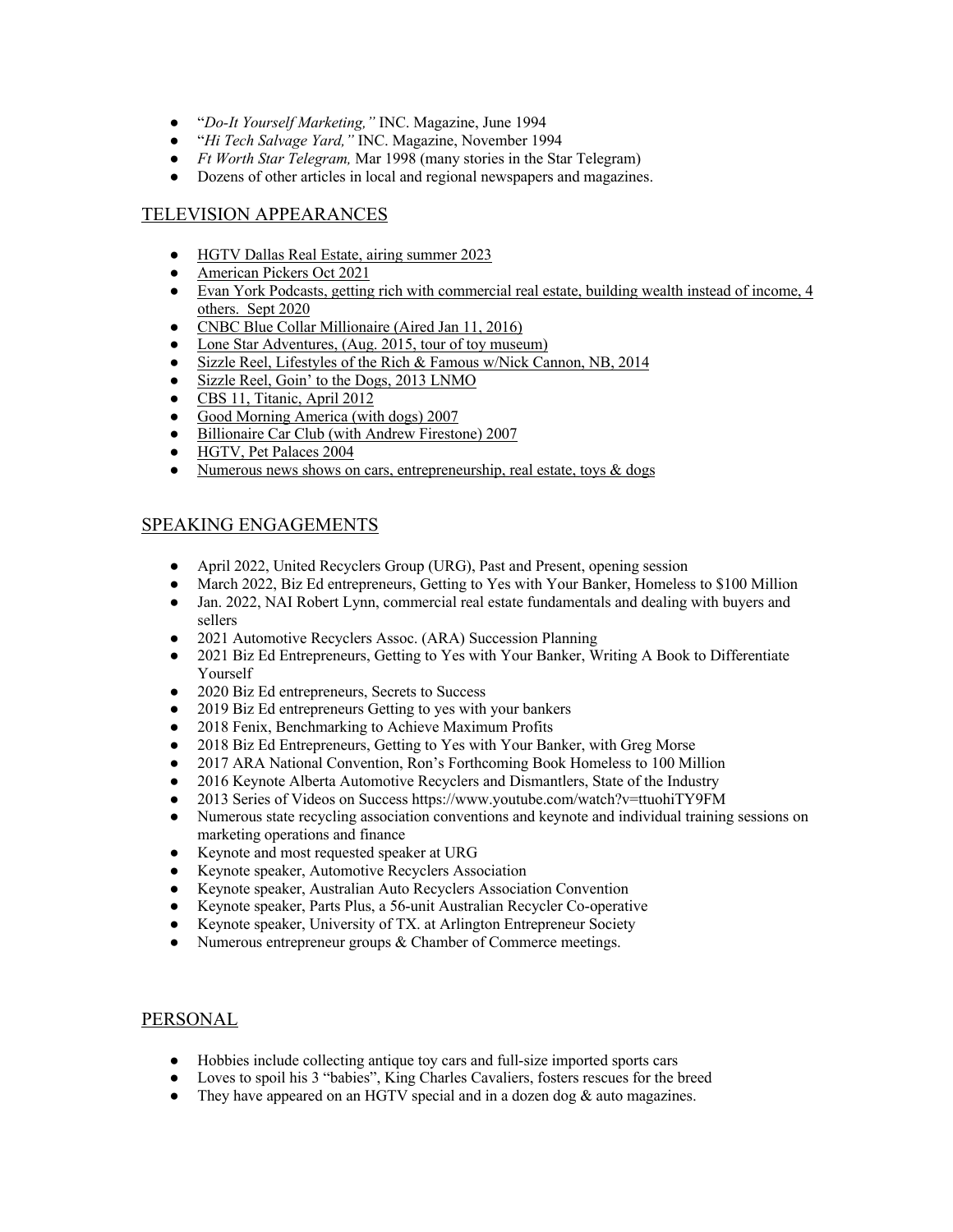- "*Do-It Yourself Marketing,"* INC. Magazine, June 1994
- "*Hi Tech Salvage Yard,"* INC. Magazine, November 1994
- *Ft Worth Star Telegram,* Mar 1998 (many stories in the Star Telegram)
- Dozens of other articles in local and regional newspapers and magazines.

## TELEVISION APPEARANCES

- HGTV Dallas Real Estate, airing summer 2023
- American Pickers Oct 2021
- Evan York Podcasts, getting rich with commercial real estate, building wealth instead of income, 4 others. Sept 2020
- CNBC Blue Collar Millionaire (Aired Jan 11, 2016)
- Lone Star Adventures, (Aug. 2015, tour of toy museum)
- Sizzle Reel, Lifestyles of the Rich & Famous w/Nick Cannon, NB, 2014
- Sizzle Reel, Goin' to the Dogs, 2013 LNMO
- CBS 11, Titanic, April 2012
- Good Morning America (with dogs) 2007
- Billionaire Car Club (with Andrew Firestone) 2007
- HGTV, Pet Palaces 2004
- Numerous news shows on cars, entrepreneurship, real estate, toys & dogs

## SPEAKING ENGAGEMENTS

- April 2022, United Recyclers Group (URG), Past and Present, opening session
- March 2022, Biz Ed entrepreneurs, Getting to Yes with Your Banker, Homeless to $100 Million
- Jan. 2022, NAI Robert Lynn, commercial real estate fundamentals and dealing with buyers and sellers
- 2021 Automotive Recyclers Assoc. (ARA) Succession Planning
- 2021 Biz Ed Entrepreneurs, Getting to Yes with Your Banker, Writing A Book to Differentiate Yourself
- 2020 Biz Ed entrepreneurs, Secrets to Success
- 2019 Biz Ed entrepreneurs Getting to yes with your bankers
- 2018 Fenix, Benchmarking to Achieve Maximum Profits
- 2018 Biz Ed Entrepreneurs, Getting to Yes with Your Banker, with Greg Morse
- 2017 ARA National Convention, Ron's Forthcoming Book Homeless to 100 Million
- 2016 Keynote Alberta Automotive Recyclers and Dismantlers, State of the Industry
- 2013 Series of Videos on Success https://www.youtube.com/watch?v=ttuohiTY9FM
- Numerous state recycling association conventions and keynote and individual training sessions on marketing operations and finance
- Keynote and most requested speaker at URG
- Keynote speaker, Automotive Recyclers Association
- Keynote speaker, Australian Auto Recyclers Association Convention
- Keynote speaker, Parts Plus, a 56-unit Australian Recycler Co-operative
- Keynote speaker, University of TX. at Arlington Entrepreneur Society
- Numerous entrepreneur groups & Chamber of Commerce meetings.

## PERSONAL

- Hobbies include collecting antique toy cars and full-size imported sports cars
- Loves to spoil his 3 "babies", King Charles Cavaliers, fosters rescues for the breed
- They have appeared on an HGTV special and in a dozen dog & auto magazines.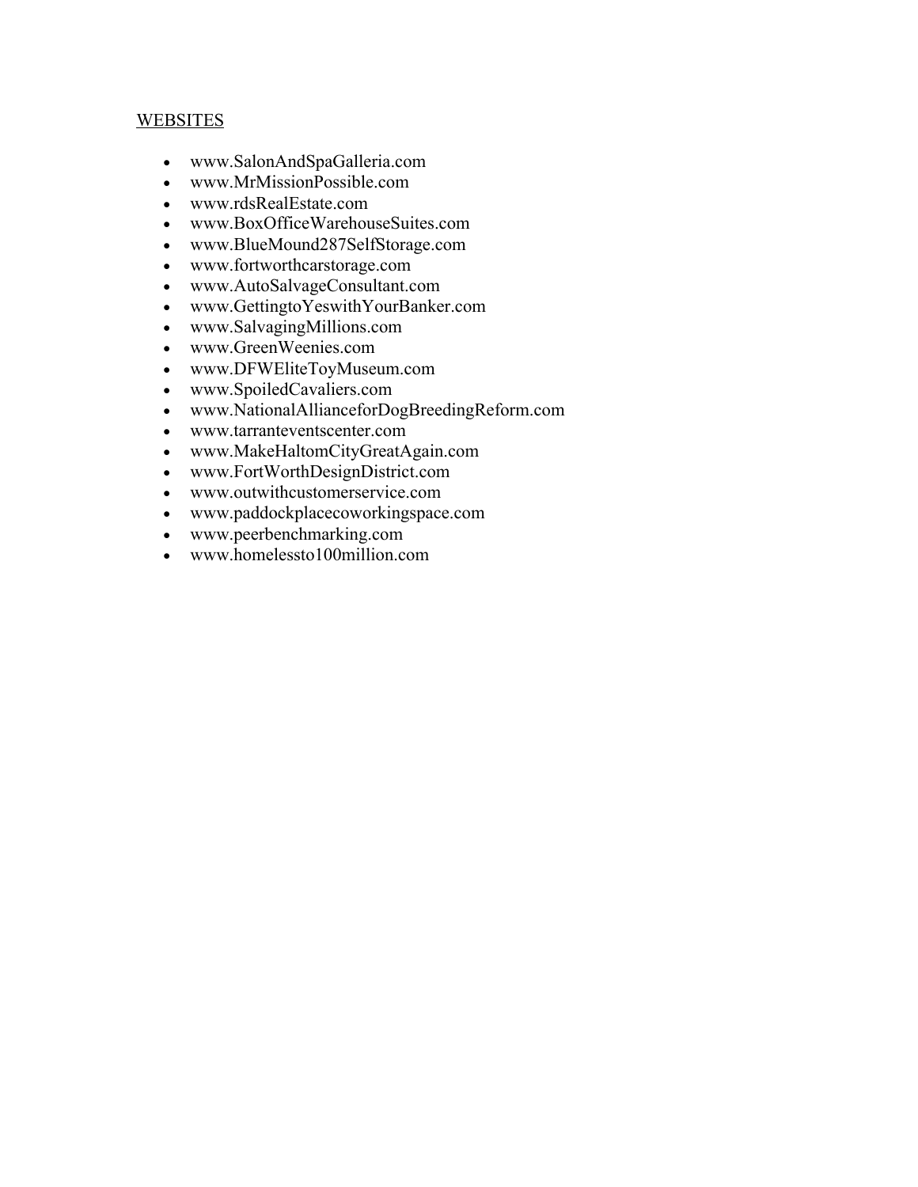<u>WEBSITES</u>

- www.SalonAndSpaGalleria.com
- www.MrMissionPossible.com
- www.rdsRealEstate.com
- www.BoxOfficeWarehouseSuites.com
- www.BlueMound287SelfStorage.com
- www.fortworthcarstorage.com
- www.AutoSalvageConsultant.com
- www.GettingtoYeswithYourBanker.com
- www.SalvagingMillions.com
- www.GreenWeenies.com
- www.DFWEliteToyMuseum.com
- www.SpoiledCavaliers.com
- www.NationalAllianceforDogBreedingReform.com
- www.tarranteventscenter.com
- www.MakeHaltomCityGreatAgain.com
- www.FortWorthDesignDistrict.com
- www.outwithcustomerservice.com
- www.paddockplacecoworkingspace.com
- www.peerbenchmarking.com
- www.homelessto100million.com